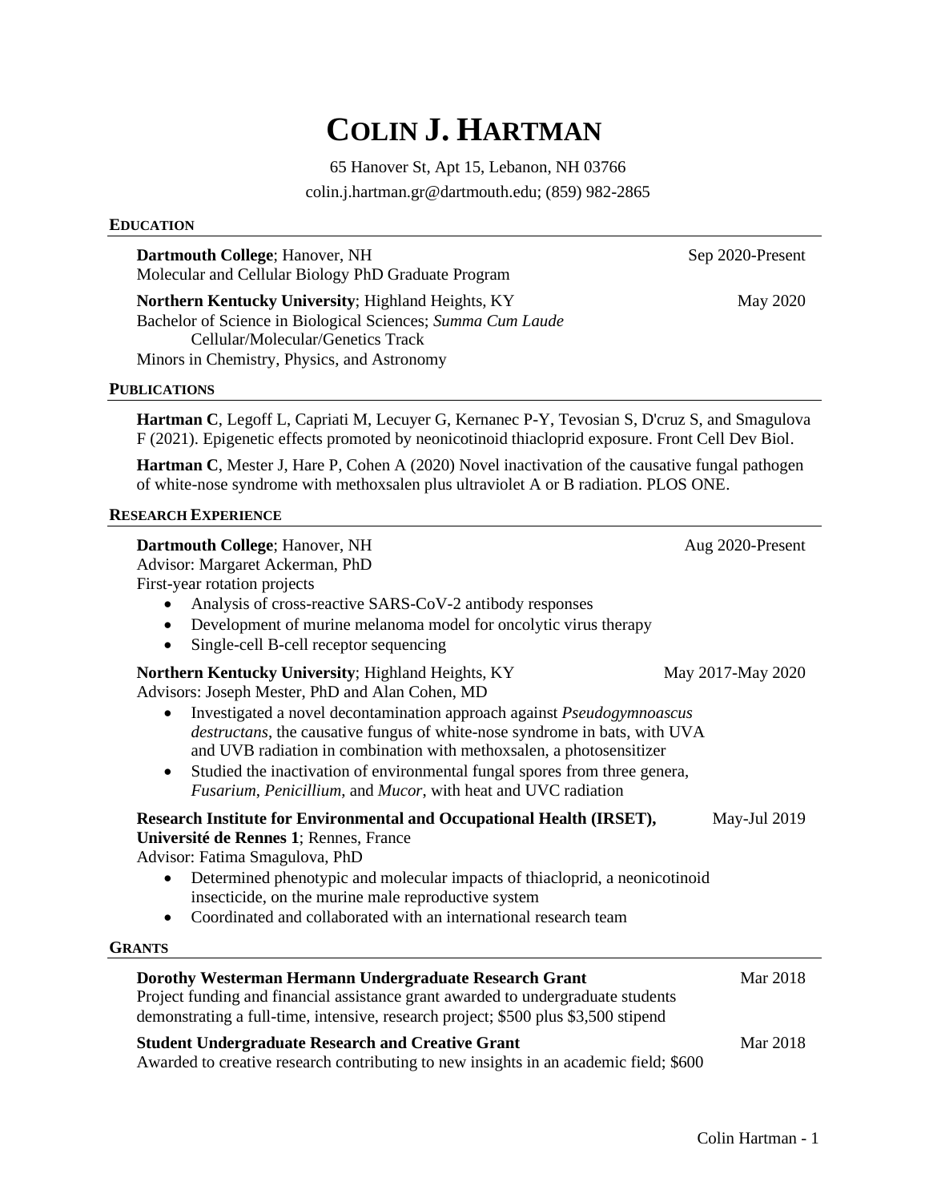# COLIN J. HARTMAN

65 Hanover St, Apt 15, Lebanon, NH 03766
colin.j.hartman.gr@dartmouth.edu; (859) 982-2865

## EDUCATION

**Dartmouth College**; Hanover, NH — Sep 2020-Present
Molecular and Cellular Biology PhD Graduate Program

**Northern Kentucky University**; Highland Heights, KY — May 2020
Bachelor of Science in Biological Sciences; *Summa Cum Laude*
Cellular/Molecular/Genetics Track
Minors in Chemistry, Physics, and Astronomy

## PUBLICATIONS

**Hartman C**, Legoff L, Capriati M, Lecuyer G, Kernanec P-Y, Tevosian S, D'cruz S, and Smagulova F (2021). Epigenetic effects promoted by neonicotinoid thiacloprid exposure. Front Cell Dev Biol.

**Hartman C**, Mester J, Hare P, Cohen A (2020) Novel inactivation of the causative fungal pathogen of white-nose syndrome with methoxsalen plus ultraviolet A or B radiation. PLOS ONE.

## RESEARCH EXPERIENCE

**Dartmouth College**; Hanover, NH — Aug 2020-Present
Advisor: Margaret Ackerman, PhD
First-year rotation projects

- Analysis of cross-reactive SARS-CoV-2 antibody responses
- Development of murine melanoma model for oncolytic virus therapy
- Single-cell B-cell receptor sequencing

**Northern Kentucky University**; Highland Heights, KY — May 2017-May 2020
Advisors: Joseph Mester, PhD and Alan Cohen, MD

- Investigated a novel decontamination approach against *Pseudogymnoascus destructans*, the causative fungus of white-nose syndrome in bats, with UVA and UVB radiation in combination with methoxsalen, a photosensitizer
- Studied the inactivation of environmental fungal spores from three genera, *Fusarium*, *Penicillium*, and *Mucor*, with heat and UVC radiation

**Research Institute for Environmental and Occupational Health (IRSET), Université de Rennes 1**; Rennes, France — May-Jul 2019
Advisor: Fatima Smagulova, PhD

- Determined phenotypic and molecular impacts of thiacloprid, a neonicotinoid insecticide, on the murine male reproductive system
- Coordinated and collaborated with an international research team

## GRANTS

**Dorothy Westerman Hermann Undergraduate Research Grant** — Mar 2018
Project funding and financial assistance grant awarded to undergraduate students demonstrating a full-time, intensive, research project; $500 plus $3,500 stipend

**Student Undergraduate Research and Creative Grant** — Mar 2018
Awarded to creative research contributing to new insights in an academic field; $600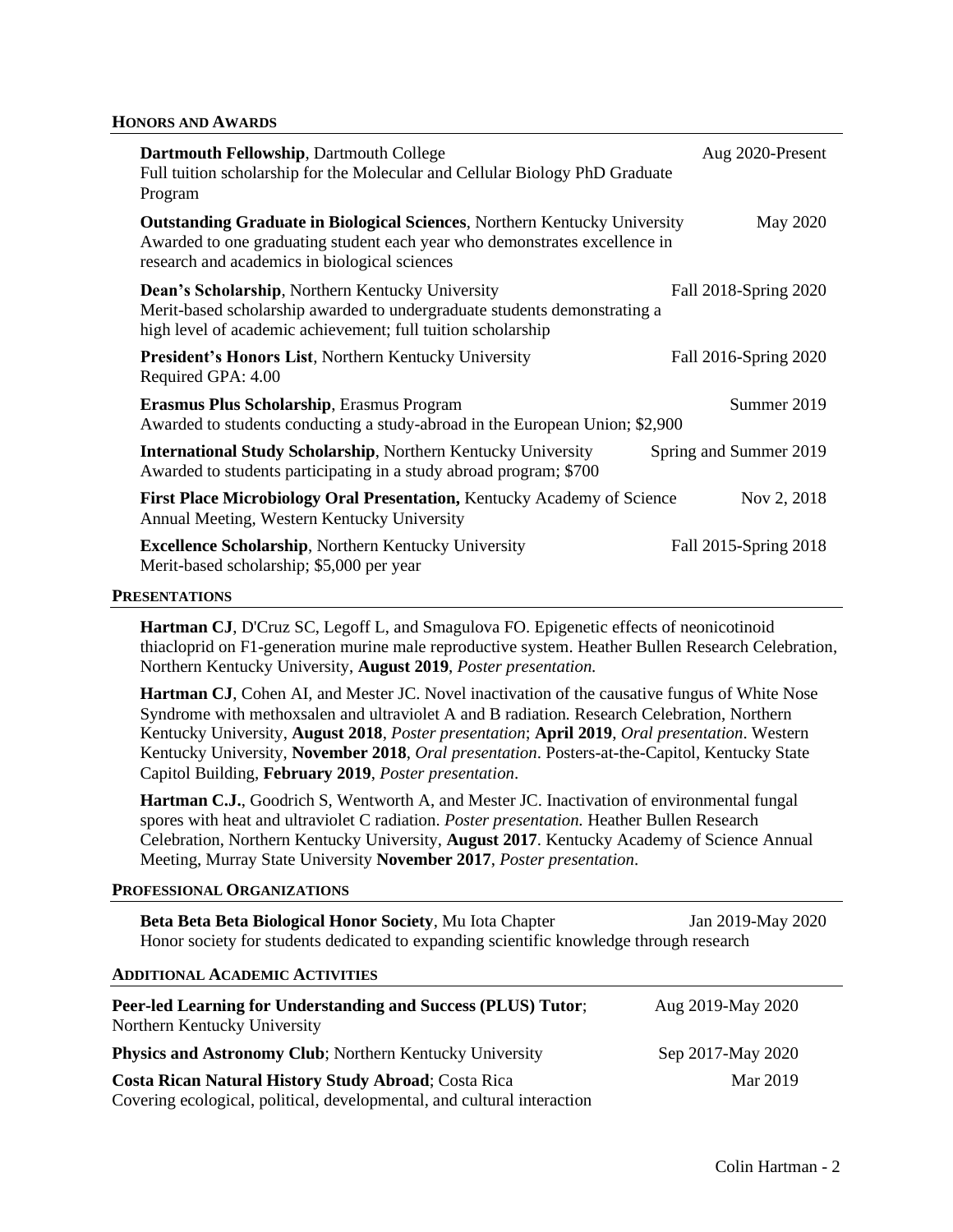## HONORS AND AWARDS

**Dartmouth Fellowship**, Dartmouth College — Aug 2020-Present
Full tuition scholarship for the Molecular and Cellular Biology PhD Graduate Program

**Outstanding Graduate in Biological Sciences**, Northern Kentucky University — May 2020
Awarded to one graduating student each year who demonstrates excellence in research and academics in biological sciences

**Dean's Scholarship**, Northern Kentucky University — Fall 2018-Spring 2020
Merit-based scholarship awarded to undergraduate students demonstrating a high level of academic achievement; full tuition scholarship

**President's Honors List**, Northern Kentucky University — Fall 2016-Spring 2020
Required GPA: 4.00

**Erasmus Plus Scholarship**, Erasmus Program — Summer 2019
Awarded to students conducting a study-abroad in the European Union; $2,900

**International Study Scholarship**, Northern Kentucky University — Spring and Summer 2019
Awarded to students participating in a study abroad program; $700

**First Place Microbiology Oral Presentation,** Kentucky Academy of Science — Nov 2, 2018
Annual Meeting, Western Kentucky University

**Excellence Scholarship**, Northern Kentucky University — Fall 2015-Spring 2018
Merit-based scholarship; $5,000 per year

## PRESENTATIONS

**Hartman CJ**, D'Cruz SC, Legoff L, and Smagulova FO. Epigenetic effects of neonicotinoid thiacloprid on F1-generation murine male reproductive system. Heather Bullen Research Celebration, Northern Kentucky University, **August 2019**, *Poster presentation.*

**Hartman CJ**, Cohen AI, and Mester JC. Novel inactivation of the causative fungus of White Nose Syndrome with methoxsalen and ultraviolet A and B radiation*.* Research Celebration, Northern Kentucky University, **August 2018**, *Poster presentation*; **April 2019**, *Oral presentation*. Western Kentucky University, **November 2018**, *Oral presentation*. Posters-at-the-Capitol, Kentucky State Capitol Building, **February 2019**, *Poster presentation*.

**Hartman C.J.**, Goodrich S, Wentworth A, and Mester JC. Inactivation of environmental fungal spores with heat and ultraviolet C radiation. *Poster presentation.* Heather Bullen Research Celebration, Northern Kentucky University, **August 2017**. Kentucky Academy of Science Annual Meeting, Murray State University **November 2017**, *Poster presentation*.

## PROFESSIONAL ORGANIZATIONS

**Beta Beta Beta Biological Honor Society**, Mu Iota Chapter — Jan 2019-May 2020
Honor society for students dedicated to expanding scientific knowledge through research

## ADDITIONAL ACADEMIC ACTIVITIES

**Peer-led Learning for Understanding and Success (PLUS) Tutor**; Northern Kentucky University — Aug 2019-May 2020

**Physics and Astronomy Club**; Northern Kentucky University — Sep 2017-May 2020

**Costa Rican Natural History Study Abroad**; Costa Rica — Mar 2019
Covering ecological, political, developmental, and cultural interaction